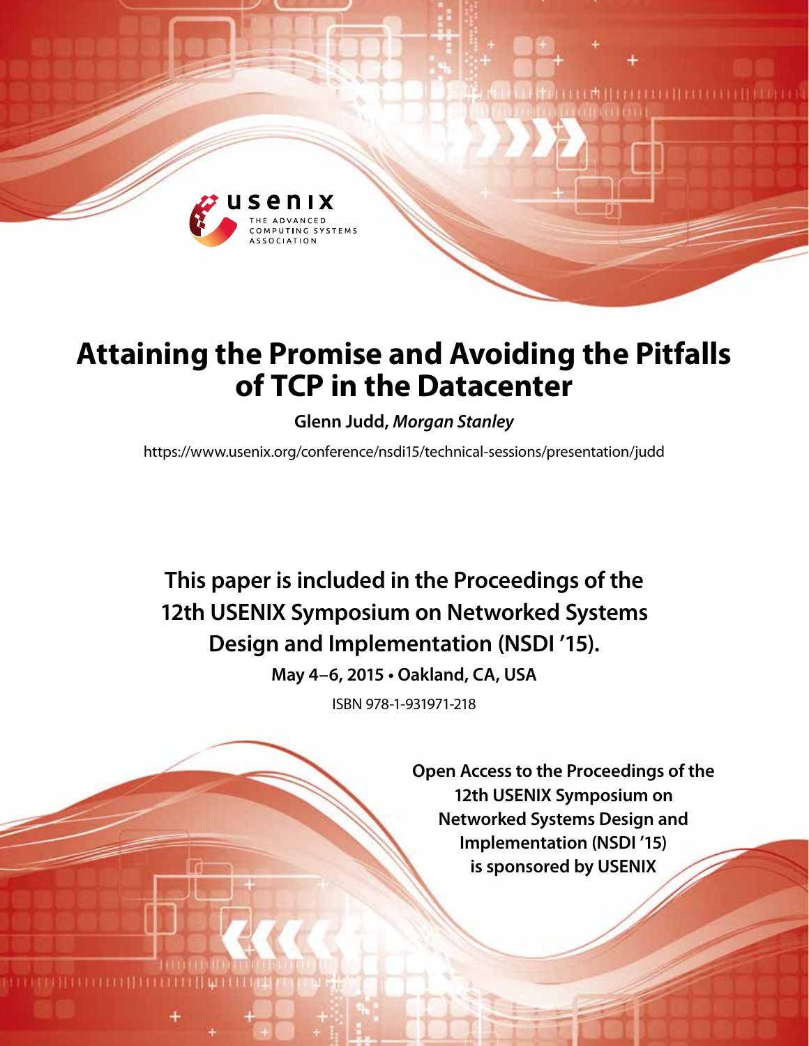# Attaining the Promise and Avoiding the Pitfalls of TCP in the Datacenter

**Glenn Judd,** ***Morgan Stanley***

https://www.usenix.org/conference/nsdi15/technical-sessions/presentation/judd

**This paper is included in the Proceedings of the 12th USENIX Symposium on Networked Systems Design and Implementation (NSDI '15).**

**May 4–6, 2015 • Oakland, CA, USA**

ISBN 978-1-931971-218

**Open Access to the Proceedings of the 12th USENIX Symposium on Networked Systems Design and Implementation (NSDI '15) is sponsored by USENIX**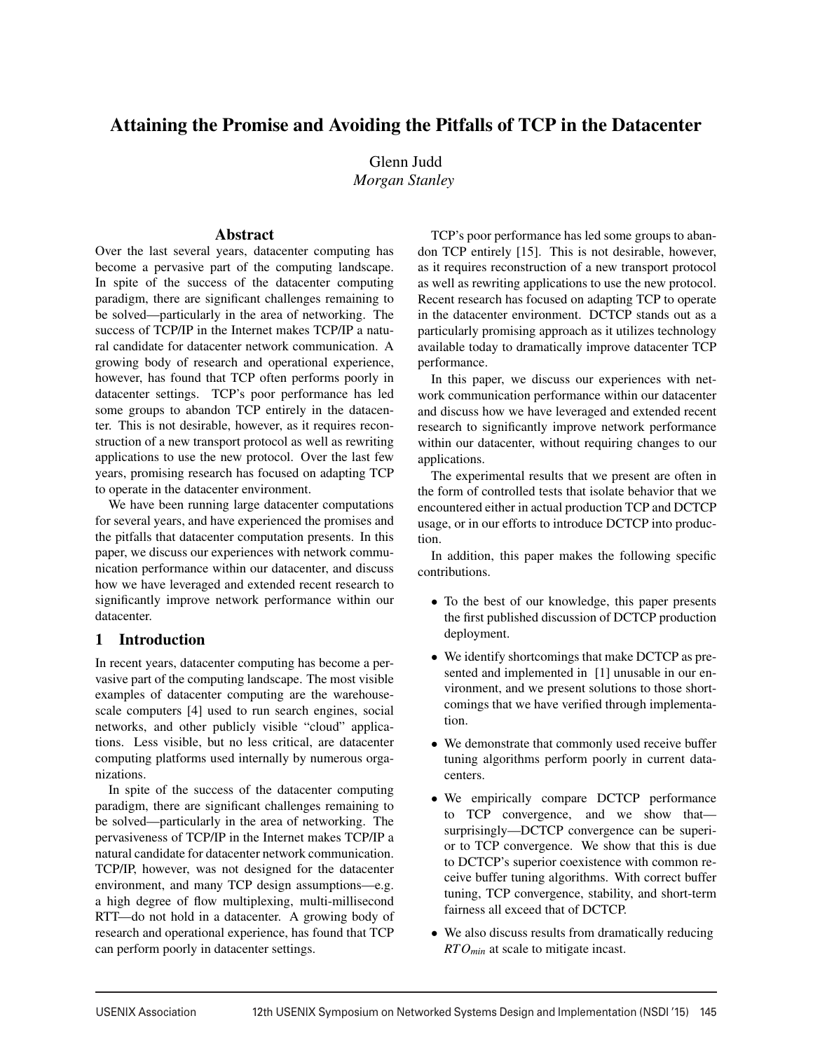# Attaining the Promise and Avoiding the Pitfalls of TCP in the Datacenter

Glenn Judd
*Morgan Stanley*

## Abstract

Over the last several years, datacenter computing has become a pervasive part of the computing landscape. In spite of the success of the datacenter computing paradigm, there are significant challenges remaining to be solved—particularly in the area of networking. The success of TCP/IP in the Internet makes TCP/IP a natural candidate for datacenter network communication. A growing body of research and operational experience, however, has found that TCP often performs poorly in datacenter settings. TCP's poor performance has led some groups to abandon TCP entirely in the datacenter. This is not desirable, however, as it requires reconstruction of a new transport protocol as well as rewriting applications to use the new protocol. Over the last few years, promising research has focused on adapting TCP to operate in the datacenter environment.

We have been running large datacenter computations for several years, and have experienced the promises and the pitfalls that datacenter computation presents. In this paper, we discuss our experiences with network communication performance within our datacenter, and discuss how we have leveraged and extended recent research to significantly improve network performance within our datacenter.

## 1 Introduction

In recent years, datacenter computing has become a pervasive part of the computing landscape. The most visible examples of datacenter computing are the warehouse-scale computers [4] used to run search engines, social networks, and other publicly visible "cloud" applications. Less visible, but no less critical, are datacenter computing platforms used internally by numerous organizations.

In spite of the success of the datacenter computing paradigm, there are significant challenges remaining to be solved—particularly in the area of networking. The pervasiveness of TCP/IP in the Internet makes TCP/IP a natural candidate for datacenter network communication. TCP/IP, however, was not designed for the datacenter environment, and many TCP design assumptions—e.g. a high degree of flow multiplexing, multi-millisecond RTT—do not hold in a datacenter. A growing body of research and operational experience, has found that TCP can perform poorly in datacenter settings.

TCP's poor performance has led some groups to abandon TCP entirely [15]. This is not desirable, however, as it requires reconstruction of a new transport protocol as well as rewriting applications to use the new protocol. Recent research has focused on adapting TCP to operate in the datacenter environment. DCTCP stands out as a particularly promising approach as it utilizes technology available today to dramatically improve datacenter TCP performance.

In this paper, we discuss our experiences with network communication performance within our datacenter and discuss how we have leveraged and extended recent research to significantly improve network performance within our datacenter, without requiring changes to our applications.

The experimental results that we present are often in the form of controlled tests that isolate behavior that we encountered either in actual production TCP and DCTCP usage, or in our efforts to introduce DCTCP into production.

In addition, this paper makes the following specific contributions.

- To the best of our knowledge, this paper presents the first published discussion of DCTCP production deployment.
- We identify shortcomings that make DCTCP as presented and implemented in [1] unusable in our environment, and we present solutions to those shortcomings that we have verified through implementation.
- We demonstrate that commonly used receive buffer tuning algorithms perform poorly in current datacenters.
- We empirically compare DCTCP performance to TCP convergence, and we show that—surprisingly—DCTCP convergence can be superior to TCP convergence. We show that this is due to DCTCP's superior coexistence with common receive buffer tuning algorithms. With correct buffer tuning, TCP convergence, stability, and short-term fairness all exceed that of DCTCP.
- We also discuss results from dramatically reducing $RTO_{min}$ at scale to mitigate incast.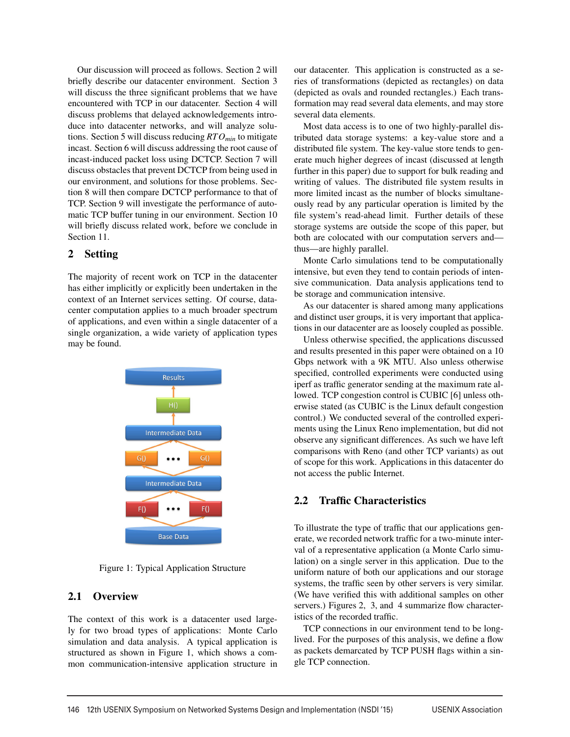Our discussion will proceed as follows. Section 2 will briefly describe our datacenter environment. Section 3 will discuss the three significant problems that we have encountered with TCP in our datacenter. Section 4 will discuss problems that delayed acknowledgements introduce into datacenter networks, and will analyze solutions. Section 5 will discuss reducing $RTO_{min}$ to mitigate incast. Section 6 will discuss addressing the root cause of incast-induced packet loss using DCTCP. Section 7 will discuss obstacles that prevent DCTCP from being used in our environment, and solutions for those problems. Section 8 will then compare DCTCP performance to that of TCP. Section 9 will investigate the performance of automatic TCP buffer tuning in our environment. Section 10 will briefly discuss related work, before we conclude in Section 11.

## 2 Setting

The majority of recent work on TCP in the datacenter has either implicitly or explicitly been undertaken in the context of an Internet services setting. Of course, datacenter computation applies to a much broader spectrum of applications, and even within a single datacenter of a single organization, a wide variety of application types may be found.

Figure 1: Typical Application Structure

### 2.1 Overview

The context of this work is a datacenter used largely for two broad types of applications: Monte Carlo simulation and data analysis. A typical application is structured as shown in Figure 1, which shows a common communication-intensive application structure in our datacenter. This application is constructed as a series of transformations (depicted as rectangles) on data (depicted as ovals and rounded rectangles.) Each transformation may read several data elements, and may store several data elements.

Most data access is to one of two highly-parallel distributed data storage systems: a key-value store and a distributed file system. The key-value store tends to generate much higher degrees of incast (discussed at length further in this paper) due to support for bulk reading and writing of values. The distributed file system results in more limited incast as the number of blocks simultaneously read by any particular operation is limited by the file system's read-ahead limit. Further details of these storage systems are outside the scope of this paper, but both are colocated with our computation servers and—thus—are highly parallel.

Monte Carlo simulations tend to be computationally intensive, but even they tend to contain periods of intensive communication. Data analysis applications tend to be storage and communication intensive.

As our datacenter is shared among many applications and distinct user groups, it is very important that applications in our datacenter are as loosely coupled as possible.

Unless otherwise specified, the applications discussed and results presented in this paper were obtained on a 10 Gbps network with a 9K MTU. Also unless otherwise specified, controlled experiments were conducted using iperf as traffic generator sending at the maximum rate allowed. TCP congestion control is CUBIC [6] unless otherwise stated (as CUBIC is the Linux default congestion control.) We conducted several of the controlled experiments using the Linux Reno implementation, but did not observe any significant differences. As such we have left comparisons with Reno (and other TCP variants) as out of scope for this work. Applications in this datacenter do not access the public Internet.

### 2.2 Traffic Characteristics

To illustrate the type of traffic that our applications generate, we recorded network traffic for a two-minute interval of a representative application (a Monte Carlo simulation) on a single server in this application. Due to the uniform nature of both our applications and our storage systems, the traffic seen by other servers is very similar. (We have verified this with additional samples on other servers.) Figures 2, 3, and 4 summarize flow characteristics of the recorded traffic.

TCP connections in our environment tend to be long-lived. For the purposes of this analysis, we define a flow as packets demarcated by TCP PUSH flags within a single TCP connection.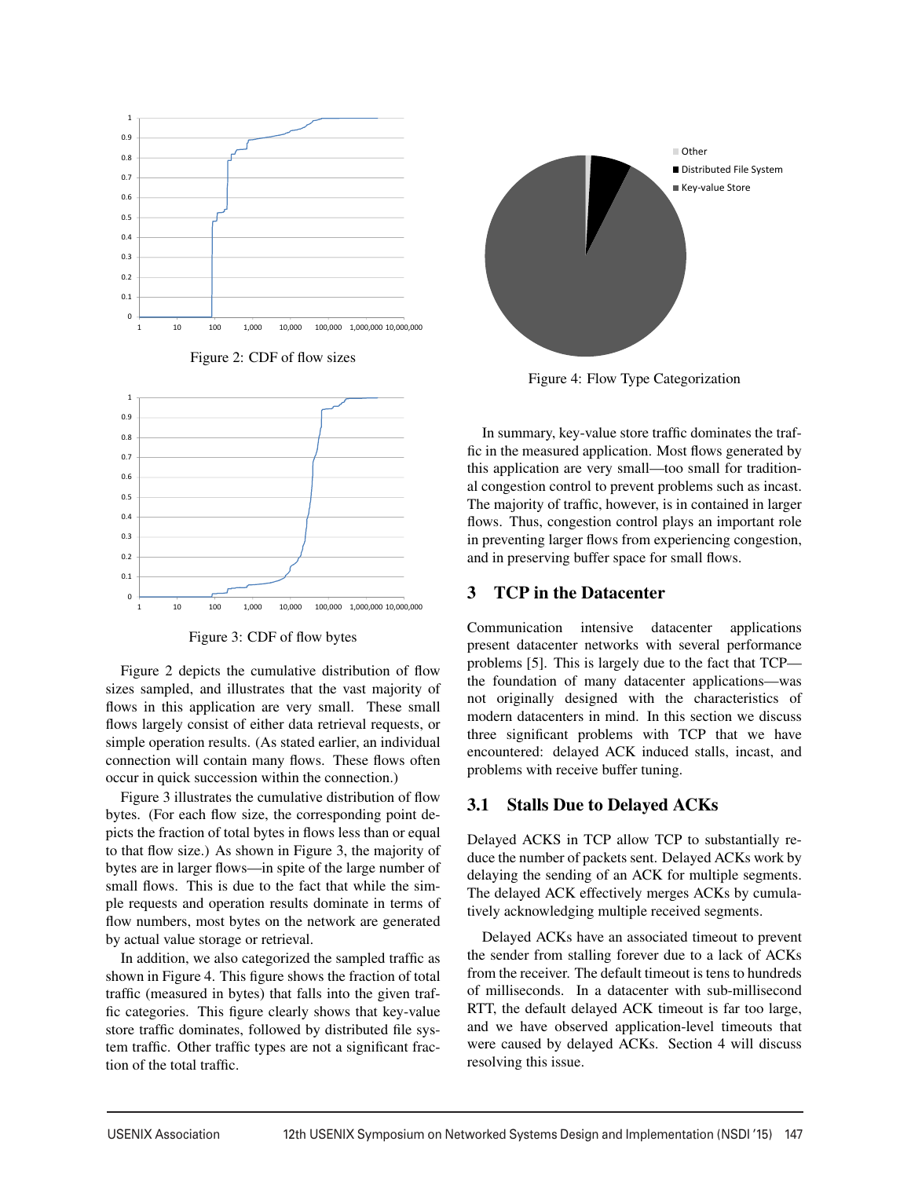Figure 2: CDF of flow sizes

Figure 3: CDF of flow bytes

Figure 2 depicts the cumulative distribution of flow sizes sampled, and illustrates that the vast majority of flows in this application are very small. These small flows largely consist of either data retrieval requests, or simple operation results. (As stated earlier, an individual connection will contain many flows. These flows often occur in quick succession within the connection.)

Figure 3 illustrates the cumulative distribution of flow bytes. (For each flow size, the corresponding point depicts the fraction of total bytes in flows less than or equal to that flow size.) As shown in Figure 3, the majority of bytes are in larger flows—in spite of the large number of small flows. This is due to the fact that while the simple requests and operation results dominate in terms of flow numbers, most bytes on the network are generated by actual value storage or retrieval.

In addition, we also categorized the sampled traffic as shown in Figure 4. This figure shows the fraction of total traffic (measured in bytes) that falls into the given traffic categories. This figure clearly shows that key-value store traffic dominates, followed by distributed file system traffic. Other traffic types are not a significant fraction of the total traffic.

Figure 4: Flow Type Categorization

In summary, key-value store traffic dominates the traffic in the measured application. Most flows generated by this application are very small—too small for traditional congestion control to prevent problems such as incast. The majority of traffic, however, is in contained in larger flows. Thus, congestion control plays an important role in preventing larger flows from experiencing congestion, and in preserving buffer space for small flows.

## 3 TCP in the Datacenter

Communication intensive datacenter applications present datacenter networks with several performance problems [5]. This is largely due to the fact that TCP—the foundation of many datacenter applications—was not originally designed with the characteristics of modern datacenters in mind. In this section we discuss three significant problems with TCP that we have encountered: delayed ACK induced stalls, incast, and problems with receive buffer tuning.

### 3.1 Stalls Due to Delayed ACKs

Delayed ACKS in TCP allow TCP to substantially reduce the number of packets sent. Delayed ACKs work by delaying the sending of an ACK for multiple segments. The delayed ACK effectively merges ACKs by cumulatively acknowledging multiple received segments.

Delayed ACKs have an associated timeout to prevent the sender from stalling forever due to a lack of ACKs from the receiver. The default timeout is tens to hundreds of milliseconds. In a datacenter with sub-millisecond RTT, the default delayed ACK timeout is far too large, and we have observed application-level timeouts that were caused by delayed ACKs. Section 4 will discuss resolving this issue.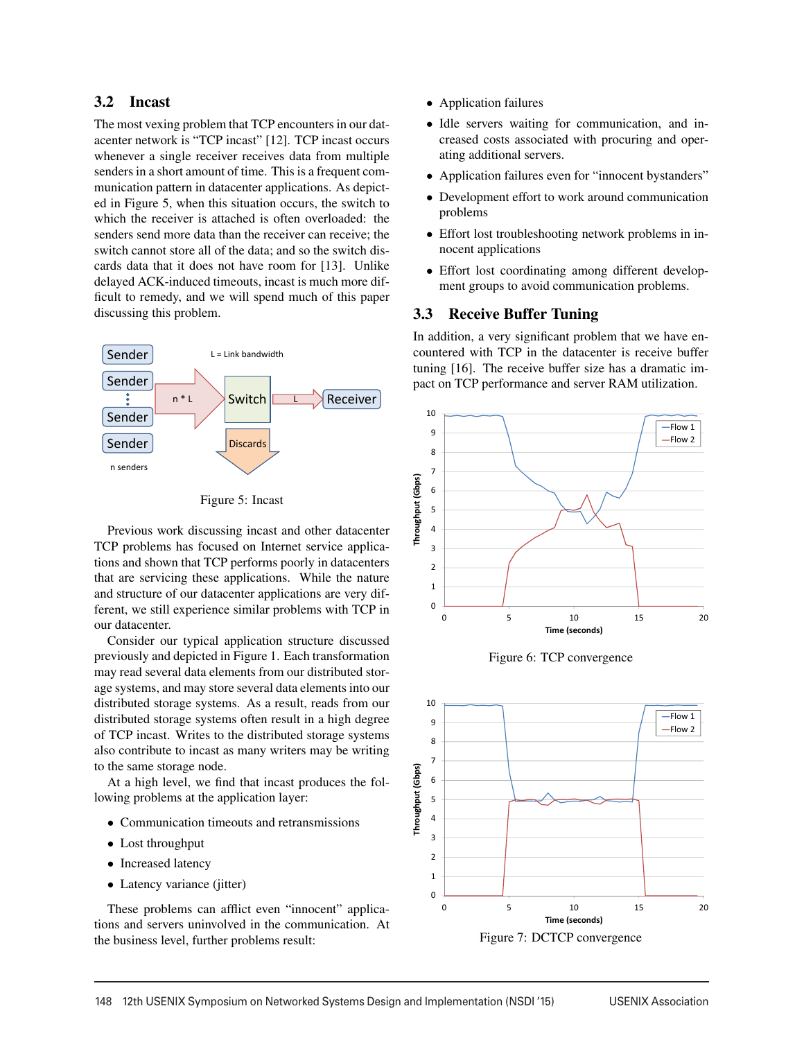### 3.2 Incast

The most vexing problem that TCP encounters in our datacenter network is "TCP incast" [12]. TCP incast occurs whenever a single receiver receives data from multiple senders in a short amount of time. This is a frequent communication pattern in datacenter applications. As depicted in Figure 5, when this situation occurs, the switch to which the receiver is attached is often overloaded: the senders send more data than the receiver can receive; the switch cannot store all of the data; and so the switch discards data that it does not have room for [13]. Unlike delayed ACK-induced timeouts, incast is much more difficult to remedy, and we will spend much of this paper discussing this problem.

Figure 5: Incast

Previous work discussing incast and other datacenter TCP problems has focused on Internet service applications and shown that TCP performs poorly in datacenters that are servicing these applications. While the nature and structure of our datacenter applications are very different, we still experience similar problems with TCP in our datacenter.

Consider our typical application structure discussed previously and depicted in Figure 1. Each transformation may read several data elements from our distributed storage systems, and may store several data elements into our distributed storage systems. As a result, reads from our distributed storage systems often result in a high degree of TCP incast. Writes to the distributed storage systems also contribute to incast as many writers may be writing to the same storage node.

At a high level, we find that incast produces the following problems at the application layer:

- Communication timeouts and retransmissions
- Lost throughput
- Increased latency
- Latency variance (jitter)

These problems can afflict even "innocent" applications and servers uninvolved in the communication. At the business level, further problems result:

- Application failures
- Idle servers waiting for communication, and increased costs associated with procuring and operating additional servers.
- Application failures even for "innocent bystanders"
- Development effort to work around communication problems
- Effort lost troubleshooting network problems in innocent applications
- Effort lost coordinating among different development groups to avoid communication problems.

### 3.3 Receive Buffer Tuning

In addition, a very significant problem that we have encountered with TCP in the datacenter is receive buffer tuning [16]. The receive buffer size has a dramatic impact on TCP performance and server RAM utilization.

Figure 6: TCP convergence

Figure 7: DCTCP convergence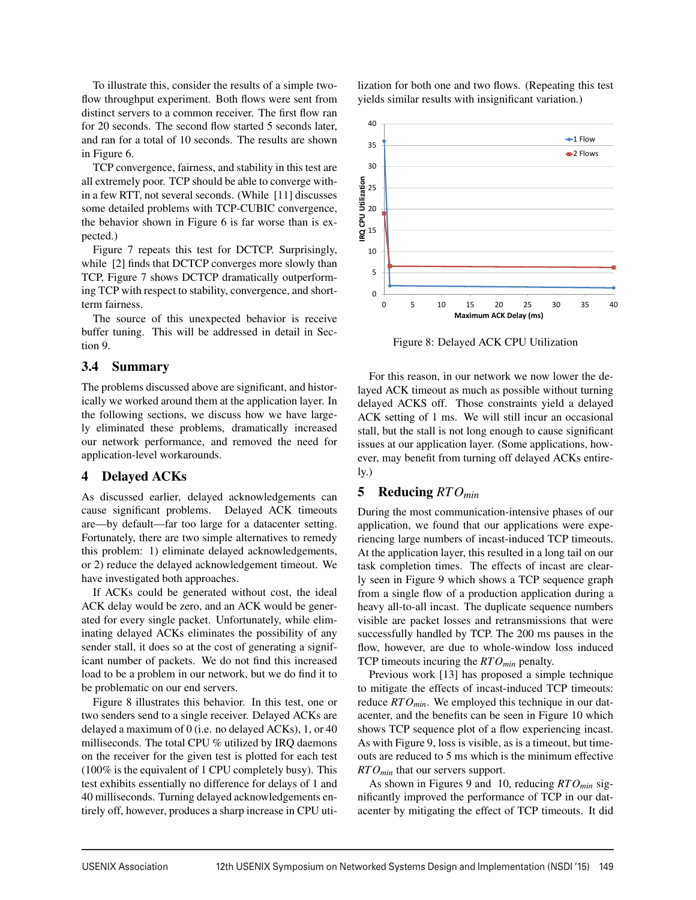To illustrate this, consider the results of a simple two-flow throughput experiment. Both flows were sent from distinct servers to a common receiver. The first flow ran for 20 seconds. The second flow started 5 seconds later, and ran for a total of 10 seconds. The results are shown in Figure 6.

TCP convergence, fairness, and stability in this test are all extremely poor. TCP should be able to converge within a few RTT, not several seconds. (While [11] discusses some detailed problems with TCP-CUBIC convergence, the behavior shown in Figure 6 is far worse than is expected.)

Figure 7 repeats this test for DCTCP. Surprisingly, while [2] finds that DCTCP converges more slowly than TCP, Figure 7 shows DCTCP dramatically outperforming TCP with respect to stability, convergence, and short-term fairness.

The source of this unexpected behavior is receive buffer tuning. This will be addressed in detail in Section 9.

### 3.4 Summary

The problems discussed above are significant, and historically we worked around them at the application layer. In the following sections, we discuss how we have largely eliminated these problems, dramatically increased our network performance, and removed the need for application-level workarounds.

## 4 Delayed ACKs

As discussed earlier, delayed acknowledgements can cause significant problems. Delayed ACK timeouts are—by default—far too large for a datacenter setting. Fortunately, there are two simple alternatives to remedy this problem: 1) eliminate delayed acknowledgements, or 2) reduce the delayed acknowledgement timeout. We have investigated both approaches.

If ACKs could be generated without cost, the ideal ACK delay would be zero, and an ACK would be generated for every single packet. Unfortunately, while eliminating delayed ACKs eliminates the possibility of any sender stall, it does so at the cost of generating a significant number of packets. We do not find this increased load to be a problem in our network, but we do find it to be problematic on our end servers.

Figure 8 illustrates this behavior. In this test, one or two senders send to a single receiver. Delayed ACKs are delayed a maximum of 0 (i.e. no delayed ACKs), 1, or 40 milliseconds. The total CPU % utilized by IRQ daemons on the receiver for the given test is plotted for each test (100% is the equivalent of 1 CPU completely busy). This test exhibits essentially no difference for delays of 1 and 40 milliseconds. Turning delayed acknowledgements entirely off, however, produces a sharp increase in CPU utilization for both one and two flows. (Repeating this test yields similar results with insignificant variation.)

Figure 8: Delayed ACK CPU Utilization

For this reason, in our network we now lower the delayed ACK timeout as much as possible without turning delayed ACKS off. Those constraints yield a delayed ACK setting of 1 ms. We will still incur an occasional stall, but the stall is not long enough to cause significant issues at our application layer. (Some applications, however, may benefit from turning off delayed ACKs entirely.)

## 5 Reducing $RTO_{min}$

During the most communication-intensive phases of our application, we found that our applications were experiencing large numbers of incast-induced TCP timeouts. At the application layer, this resulted in a long tail on our task completion times. The effects of incast are clearly seen in Figure 9 which shows a TCP sequence graph from a single flow of a production application during a heavy all-to-all incast. The duplicate sequence numbers visible are packet losses and retransmissions that were successfully handled by TCP. The 200 ms pauses in the flow, however, are due to whole-window loss induced TCP timeouts incuring the $RTO_{min}$ penalty.

Previous work [13] has proposed a simple technique to mitigate the effects of incast-induced TCP timeouts: reduce $RTO_{min}$. We employed this technique in our datacenter, and the benefits can be seen in Figure 10 which shows TCP sequence plot of a flow experiencing incast. As with Figure 9, loss is visible, as is a timeout, but timeouts are reduced to 5 ms which is the minimum effective $RTO_{min}$ that our servers support.

As shown in Figures 9 and 10, reducing $RTO_{min}$ significantly improved the performance of TCP in our datacenter by mitigating the effect of TCP timeouts. It did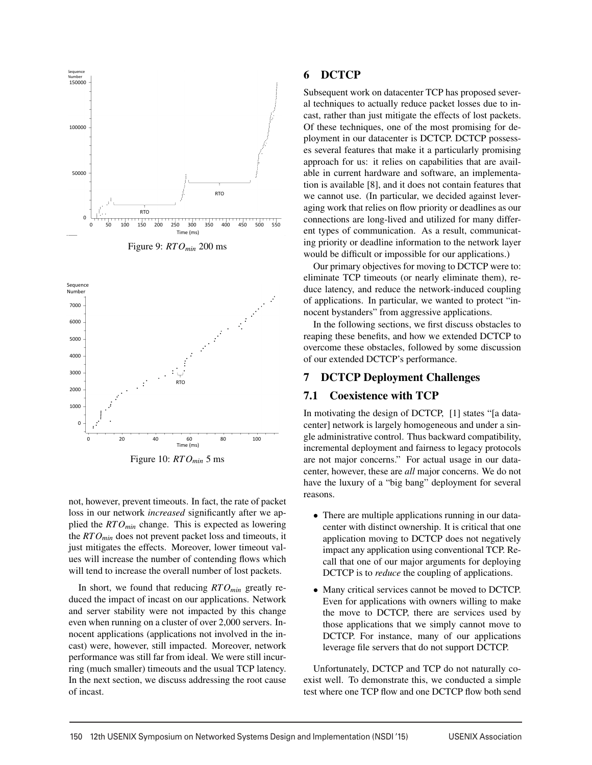Figure 9: $RTO_{min}$ 200 ms

Figure 10: $RTO_{min}$ 5 ms

not, however, prevent timeouts. In fact, the rate of packet loss in our network *increased* significantly after we applied the $RTO_{min}$ change. This is expected as lowering the $RTO_{min}$ does not prevent packet loss and timeouts, it just mitigates the effects. Moreover, lower timeout values will increase the number of contending flows which will tend to increase the overall number of lost packets.

In short, we found that reducing $RTO_{min}$ greatly reduced the impact of incast on our applications. Network and server stability were not impacted by this change even when running on a cluster of over 2,000 servers. Innocent applications (applications not involved in the incast) were, however, still impacted. Moreover, network performance was still far from ideal. We were still incurring (much smaller) timeouts and the usual TCP latency. In the next section, we discuss addressing the root cause of incast.

# 6 DCTCP

Subsequent work on datacenter TCP has proposed several techniques to actually reduce packet losses due to incast, rather than just mitigate the effects of lost packets. Of these techniques, one of the most promising for deployment in our datacenter is DCTCP. DCTCP possesses several features that make it a particularly promising approach for us: it relies on capabilities that are available in current hardware and software, an implementation is available [8], and it does not contain features that we cannot use. (In particular, we decided against leveraging work that relies on flow priority or deadlines as our connections are long-lived and utilized for many different types of communication. As a result, communicating priority or deadline information to the network layer would be difficult or impossible for our applications.)

Our primary objectives for moving to DCTCP were to: eliminate TCP timeouts (or nearly eliminate them), reduce latency, and reduce the network-induced coupling of applications. In particular, we wanted to protect "innocent bystanders" from aggressive applications.

In the following sections, we first discuss obstacles to reaping these benefits, and how we extended DCTCP to overcome these obstacles, followed by some discussion of our extended DCTCP's performance.

# 7 DCTCP Deployment Challenges

## 7.1 Coexistence with TCP

In motivating the design of DCTCP, [1] states "[a datacenter] network is largely homogeneous and under a single administrative control. Thus backward compatibility, incremental deployment and fairness to legacy protocols are not major concerns." For actual usage in our datacenter, however, these are *all* major concerns. We do not have the luxury of a "big bang" deployment for several reasons.

- There are multiple applications running in our datacenter with distinct ownership. It is critical that one application moving to DCTCP does not negatively impact any application using conventional TCP. Recall that one of our major arguments for deploying DCTCP is to *reduce* the coupling of applications.
- Many critical services cannot be moved to DCTCP. Even for applications with owners willing to make the move to DCTCP, there are services used by those applications that we simply cannot move to DCTCP. For instance, many of our applications leverage file servers that do not support DCTCP.

Unfortunately, DCTCP and TCP do not naturally coexist well. To demonstrate this, we conducted a simple test where one TCP flow and one DCTCP flow both send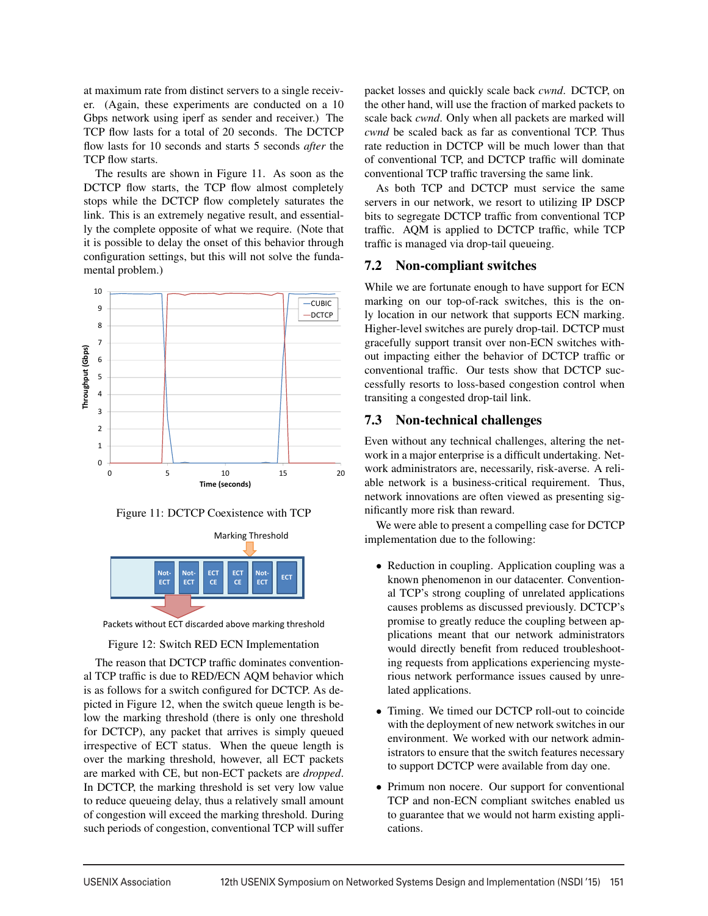at maximum rate from distinct servers to a single receiver. (Again, these experiments are conducted on a 10 Gbps network using iperf as sender and receiver.) The TCP flow lasts for a total of 20 seconds. The DCTCP flow lasts for 10 seconds and starts 5 seconds *after* the TCP flow starts.

The results are shown in Figure 11. As soon as the DCTCP flow starts, the TCP flow almost completely stops while the DCTCP flow completely saturates the link. This is an extremely negative result, and essentially the complete opposite of what we require. (Note that it is possible to delay the onset of this behavior through configuration settings, but this will not solve the fundamental problem.)

Figure 11: DCTCP Coexistence with TCP

Figure 12: Switch RED ECN Implementation

The reason that DCTCP traffic dominates conventional TCP traffic is due to RED/ECN AQM behavior which is as follows for a switch configured for DCTCP. As depicted in Figure 12, when the switch queue length is below the marking threshold (there is only one threshold for DCTCP), any packet that arrives is simply queued irrespective of ECT status. When the queue length is over the marking threshold, however, all ECT packets are marked with CE, but non-ECT packets are *dropped*. In DCTCP, the marking threshold is set very low value to reduce queueing delay, thus a relatively small amount of congestion will exceed the marking threshold. During such periods of congestion, conventional TCP will suffer packet losses and quickly scale back *cwnd*. DCTCP, on the other hand, will use the fraction of marked packets to scale back *cwnd*. Only when all packets are marked will *cwnd* be scaled back as far as conventional TCP. Thus rate reduction in DCTCP will be much lower than that of conventional TCP, and DCTCP traffic will dominate conventional TCP traffic traversing the same link.

As both TCP and DCTCP must service the same servers in our network, we resort to utilizing IP DSCP bits to segregate DCTCP traffic from conventional TCP traffic. AQM is applied to DCTCP traffic, while TCP traffic is managed via drop-tail queueing.

## 7.2 Non-compliant switches

While we are fortunate enough to have support for ECN marking on our top-of-rack switches, this is the only location in our network that supports ECN marking. Higher-level switches are purely drop-tail. DCTCP must gracefully support transit over non-ECN switches without impacting either the behavior of DCTCP traffic or conventional traffic. Our tests show that DCTCP successfully resorts to loss-based congestion control when transiting a congested drop-tail link.

## 7.3 Non-technical challenges

Even without any technical challenges, altering the network in a major enterprise is a difficult undertaking. Network administrators are, necessarily, risk-averse. A reliable network is a business-critical requirement. Thus, network innovations are often viewed as presenting significantly more risk than reward.

We were able to present a compelling case for DCTCP implementation due to the following:

- Reduction in coupling. Application coupling was a known phenomenon in our datacenter. Conventional TCP's strong coupling of unrelated applications causes problems as discussed previously. DCTCP's promise to greatly reduce the coupling between applications meant that our network administrators would directly benefit from reduced troubleshooting requests from applications experiencing mysterious network performance issues caused by unrelated applications.
- Timing. We timed our DCTCP roll-out to coincide with the deployment of new network switches in our environment. We worked with our network administrators to ensure that the switch features necessary to support DCTCP were available from day one.
- Primum non nocere. Our support for conventional TCP and non-ECN compliant switches enabled us to guarantee that we would not harm existing applications.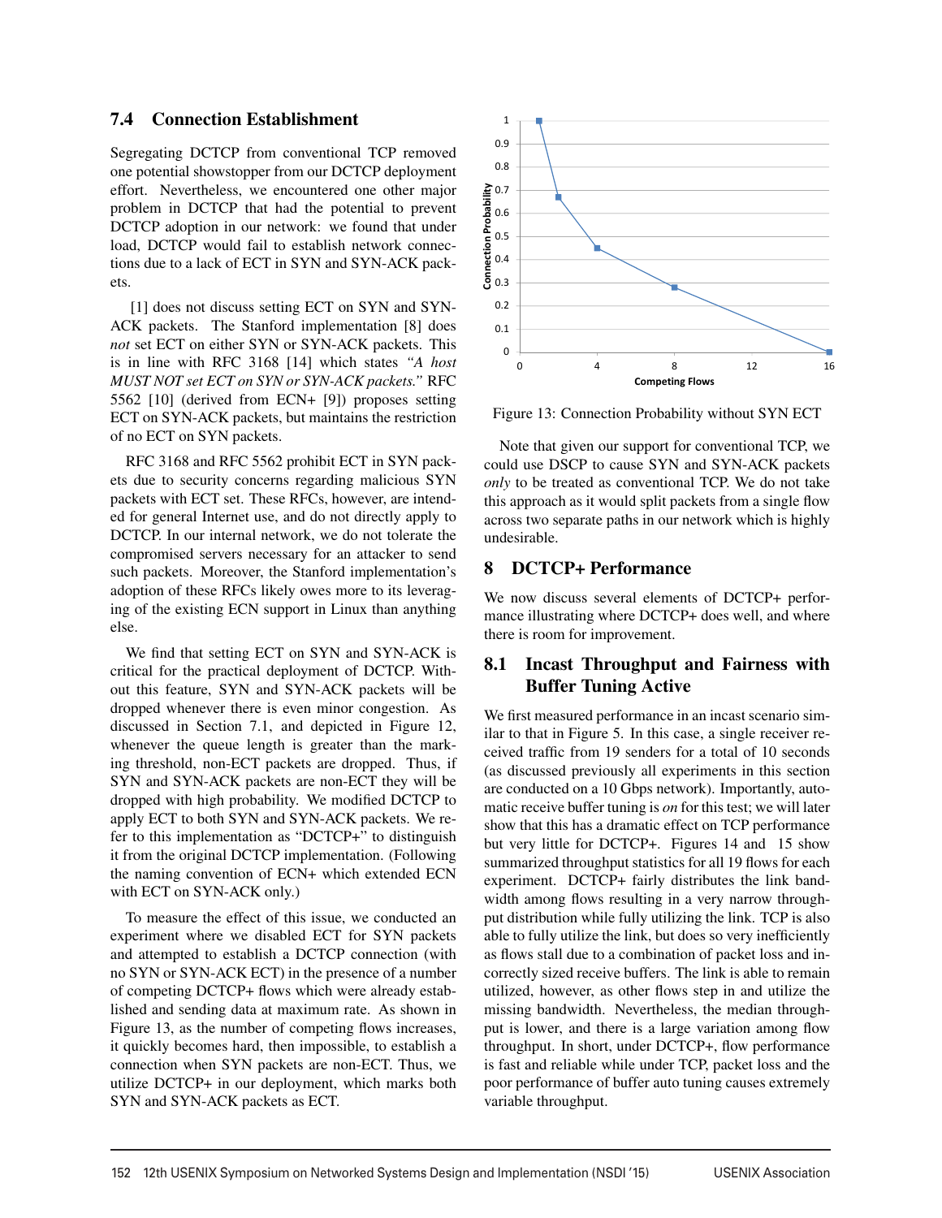### 7.4 Connection Establishment

Segregating DCTCP from conventional TCP removed one potential showstopper from our DCTCP deployment effort. Nevertheless, we encountered one other major problem in DCTCP that had the potential to prevent DCTCP adoption in our network: we found that under load, DCTCP would fail to establish network connections due to a lack of ECT in SYN and SYN-ACK packets.

[1] does not discuss setting ECT on SYN and SYN-ACK packets. The Stanford implementation [8] does *not* set ECT on either SYN or SYN-ACK packets. This is in line with RFC 3168 [14] which states *"A host MUST NOT set ECT on SYN or SYN-ACK packets."* RFC 5562 [10] (derived from ECN+ [9]) proposes setting ECT on SYN-ACK packets, but maintains the restriction of no ECT on SYN packets.

RFC 3168 and RFC 5562 prohibit ECT in SYN packets due to security concerns regarding malicious SYN packets with ECT set. These RFCs, however, are intended for general Internet use, and do not directly apply to DCTCP. In our internal network, we do not tolerate the compromised servers necessary for an attacker to send such packets. Moreover, the Stanford implementation's adoption of these RFCs likely owes more to its leveraging of the existing ECN support in Linux than anything else.

We find that setting ECT on SYN and SYN-ACK is critical for the practical deployment of DCTCP. Without this feature, SYN and SYN-ACK packets will be dropped whenever there is even minor congestion. As discussed in Section 7.1, and depicted in Figure 12, whenever the queue length is greater than the marking threshold, non-ECT packets are dropped. Thus, if SYN and SYN-ACK packets are non-ECT they will be dropped with high probability. We modified DCTCP to apply ECT to both SYN and SYN-ACK packets. We refer to this implementation as "DCTCP+" to distinguish it from the original DCTCP implementation. (Following the naming convention of ECN+ which extended ECN with ECT on SYN-ACK only.)

To measure the effect of this issue, we conducted an experiment where we disabled ECT for SYN packets and attempted to establish a DCTCP connection (with no SYN or SYN-ACK ECT) in the presence of a number of competing DCTCP+ flows which were already established and sending data at maximum rate. As shown in Figure 13, as the number of competing flows increases, it quickly becomes hard, then impossible, to establish a connection when SYN packets are non-ECT. Thus, we utilize DCTCP+ in our deployment, which marks both SYN and SYN-ACK packets as ECT.

Figure 13: Connection Probability without SYN ECT

Note that given our support for conventional TCP, we could use DSCP to cause SYN and SYN-ACK packets *only* to be treated as conventional TCP. We do not take this approach as it would split packets from a single flow across two separate paths in our network which is highly undesirable.

## 8 DCTCP+ Performance

We now discuss several elements of DCTCP+ performance illustrating where DCTCP+ does well, and where there is room for improvement.

### 8.1 Incast Throughput and Fairness with Buffer Tuning Active

We first measured performance in an incast scenario similar to that in Figure 5. In this case, a single receiver received traffic from 19 senders for a total of 10 seconds (as discussed previously all experiments in this section are conducted on a 10 Gbps network). Importantly, automatic receive buffer tuning is *on* for this test; we will later show that this has a dramatic effect on TCP performance but very little for DCTCP+. Figures 14 and 15 show summarized throughput statistics for all 19 flows for each experiment. DCTCP+ fairly distributes the link bandwidth among flows resulting in a very narrow throughput distribution while fully utilizing the link. TCP is also able to fully utilize the link, but does so very inefficiently as flows stall due to a combination of packet loss and incorrectly sized receive buffers. The link is able to remain utilized, however, as other flows step in and utilize the missing bandwidth. Nevertheless, the median throughput is lower, and there is a large variation among flow throughput. In short, under DCTCP+, flow performance is fast and reliable while under TCP, packet loss and the poor performance of buffer auto tuning causes extremely variable throughput.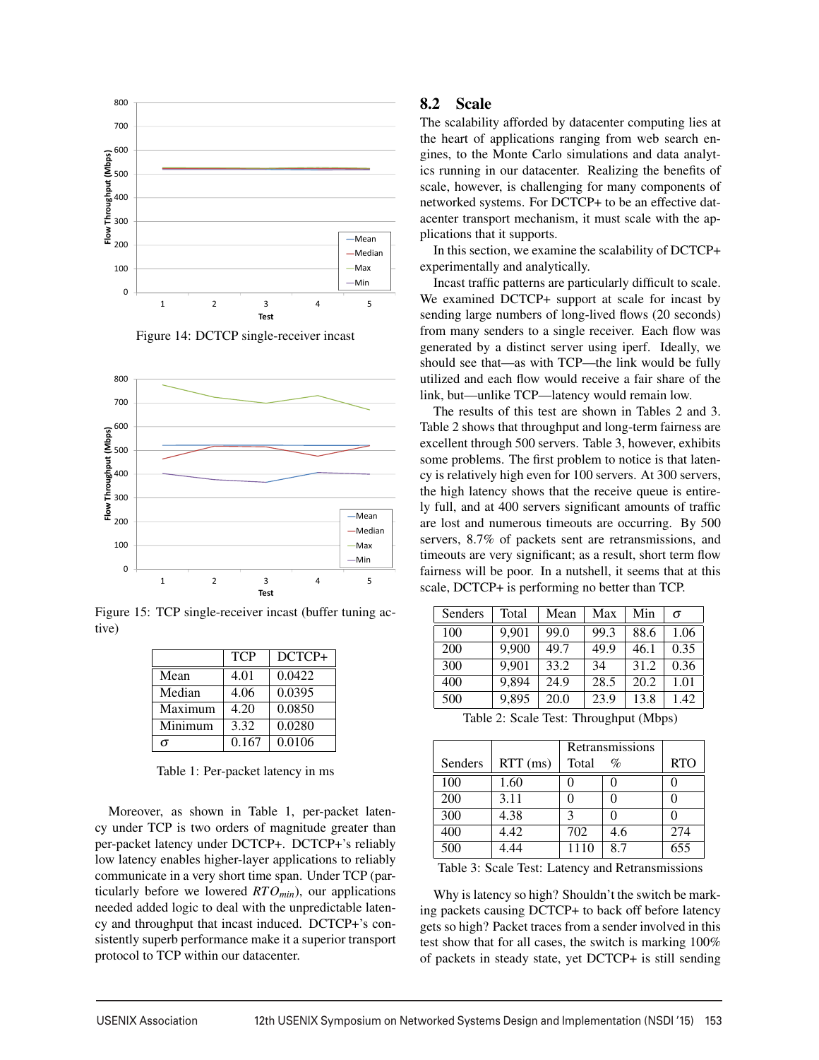Figure 14: DCTCP single-receiver incast

Figure 15: TCP single-receiver incast (buffer tuning active)

| | TCP | DCTCP+ |
|---|---|---|
| Mean | 4.01 | 0.0422 |
| Median | 4.06 | 0.0395 |
| Maximum | 4.20 | 0.0850 |
| Minimum | 3.32 | 0.0280 |
| $\sigma$ | 0.167 | 0.0106 |

Table 1: Per-packet latency in ms

Moreover, as shown in Table 1, per-packet latency under TCP is two orders of magnitude greater than per-packet latency under DCTCP+. DCTCP+'s reliably low latency enables higher-layer applications to reliably communicate in a very short time span. Under TCP (particularly before we lowered $RTO_{min}$), our applications needed added logic to deal with the unpredictable latency and throughput that incast induced. DCTCP+'s consistently superb performance make it a superior transport protocol to TCP within our datacenter.

## 8.2 Scale

The scalability afforded by datacenter computing lies at the heart of applications ranging from web search engines, to the Monte Carlo simulations and data analytics running in our datacenter. Realizing the benefits of scale, however, is challenging for many components of networked systems. For DCTCP+ to be an effective datacenter transport mechanism, it must scale with the applications that it supports.

In this section, we examine the scalability of DCTCP+ experimentally and analytically.

Incast traffic patterns are particularly difficult to scale. We examined DCTCP+ support at scale for incast by sending large numbers of long-lived flows (20 seconds) from many senders to a single receiver. Each flow was generated by a distinct server using iperf. Ideally, we should see that—as with TCP—the link would be fully utilized and each flow would receive a fair share of the link, but—unlike TCP—latency would remain low.

The results of this test are shown in Tables 2 and 3. Table 2 shows that throughput and long-term fairness are excellent through 500 servers. Table 3, however, exhibits some problems. The first problem to notice is that latency is relatively high even for 100 servers. At 300 servers, the high latency shows that the receive queue is entirely full, and at 400 servers significant amounts of traffic are lost and numerous timeouts are occurring. By 500 servers, 8.7% of packets sent are retransmissions, and timeouts are very significant; as a result, short term flow fairness will be poor. In a nutshell, it seems that at this scale, DCTCP+ is performing no better than TCP.

| Senders | Total | Mean | Max | Min | $\sigma$ |
|---|---|---|---|---|---|
| 100 | 9,901 | 99.0 | 99.3 | 88.6 | 1.06 |
| 200 | 9,900 | 49.7 | 49.9 | 46.1 | 0.35 |
| 300 | 9,901 | 33.2 | 34 | 31.2 | 0.36 |
| 400 | 9,894 | 24.9 | 28.5 | 20.2 | 1.01 |
| 500 | 9,895 | 20.0 | 23.9 | 13.8 | 1.42 |

Table 2: Scale Test: Throughput (Mbps)

| Senders | RTT (ms) | Retransmissions Total | % | RTO |
|---|---|---|---|---|
| 100 | 1.60 | 0 | 0 | 0 |
| 200 | 3.11 | 0 | 0 | 0 |
| 300 | 4.38 | 3 | 0 | 0 |
| 400 | 4.42 | 702 | 4.6 | 274 |
| 500 | 4.44 | 1110 | 8.7 | 655 |

Table 3: Scale Test: Latency and Retransmissions

Why is latency so high? Shouldn't the switch be marking packets causing DCTCP+ to back off before latency gets so high? Packet traces from a sender involved in this test show that for all cases, the switch is marking 100% of packets in steady state, yet DCTCP+ is still sending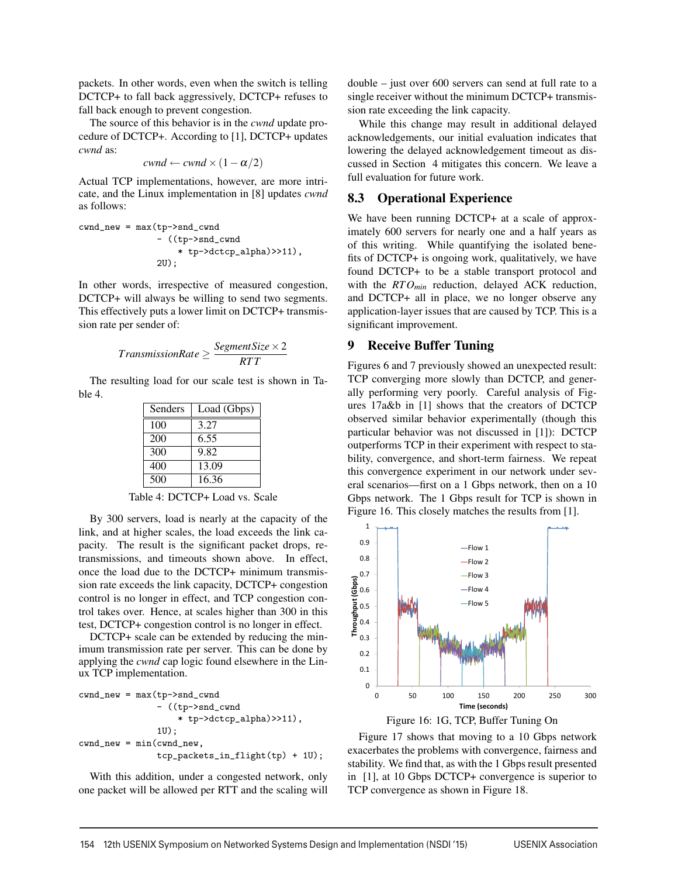packets. In other words, even when the switch is telling DCTCP+ to fall back aggressively, DCTCP+ refuses to fall back enough to prevent congestion.

The source of this behavior is in the *cwnd* update procedure of DCTCP+. According to [1], DCTCP+ updates *cwnd* as:

$$cwnd \leftarrow cwnd \times (1 - \alpha/2)$$

Actual TCP implementations, however, are more intricate, and the Linux implementation in [8] updates *cwnd* as follows:

```
cwnd_new = max(tp->snd_cwnd
               - ((tp->snd_cwnd
                   * tp->dctcp_alpha)>>11),
               2U);
```

In other words, irrespective of measured congestion, DCTCP+ will always be willing to send two segments. This effectively puts a lower limit on DCTCP+ transmission rate per sender of:

$$TransmissionRate \geq \frac{SegmentSize \times 2}{RTT}$$

The resulting load for our scale test is shown in Table 4.

| Senders | Load (Gbps) |
|---|---|
| 100 | 3.27 |
| 200 | 6.55 |
| 300 | 9.82 |
| 400 | 13.09 |
| 500 | 16.36 |

Table 4: DCTCP+ Load vs. Scale

By 300 servers, load is nearly at the capacity of the link, and at higher scales, the load exceeds the link capacity. The result is the significant packet drops, retransmissions, and timeouts shown above. In effect, once the load due to the DCTCP+ minimum transmission rate exceeds the link capacity, DCTCP+ congestion control is no longer in effect, and TCP congestion control takes over. Hence, at scales higher than 300 in this test, DCTCP+ congestion control is no longer in effect.

DCTCP+ scale can be extended by reducing the minimum transmission rate per server. This can be done by applying the *cwnd* cap logic found elsewhere in the Linux TCP implementation.

```
cwnd_new = max(tp->snd_cwnd
               - ((tp->snd_cwnd
                   * tp->dctcp_alpha)>>11),
               1U);
cwnd_new = min(cwnd_new,
               tcp_packets_in_flight(tp) + 1U);
```

With this addition, under a congested network, only one packet will be allowed per RTT and the scaling will double – just over 600 servers can send at full rate to a single receiver without the minimum DCTCP+ transmission rate exceeding the link capacity.

While this change may result in additional delayed acknowledgements, our initial evaluation indicates that lowering the delayed acknowledgement timeout as discussed in Section 4 mitigates this concern. We leave a full evaluation for future work.

## 8.3 Operational Experience

We have been running DCTCP+ at a scale of approximately 600 servers for nearly one and a half years as of this writing. While quantifying the isolated benefits of DCTCP+ is ongoing work, qualitatively, we have found DCTCP+ to be a stable transport protocol and with the $RTO_{min}$ reduction, delayed ACK reduction, and DCTCP+ all in place, we no longer observe any application-layer issues that are caused by TCP. This is a significant improvement.

# 9 Receive Buffer Tuning

Figures 6 and 7 previously showed an unexpected result: TCP converging more slowly than DCTCP, and generally performing very poorly. Careful analysis of Figures 17a&b in [1] shows that the creators of DCTCP observed similar behavior experimentally (though this particular behavior was not discussed in [1]): DCTCP outperforms TCP in their experiment with respect to stability, convergence, and short-term fairness. We repeat this convergence experiment in our network under several scenarios—first on a 1 Gbps network, then on a 10 Gbps network. The 1 Gbps result for TCP is shown in Figure 16. This closely matches the results from [1].

Figure 16: 1G, TCP, Buffer Tuning On

Figure 17 shows that moving to a 10 Gbps network exacerbates the problems with convergence, fairness and stability. We find that, as with the 1 Gbps result presented in [1], at 10 Gbps DCTCP+ convergence is superior to TCP convergence as shown in Figure 18.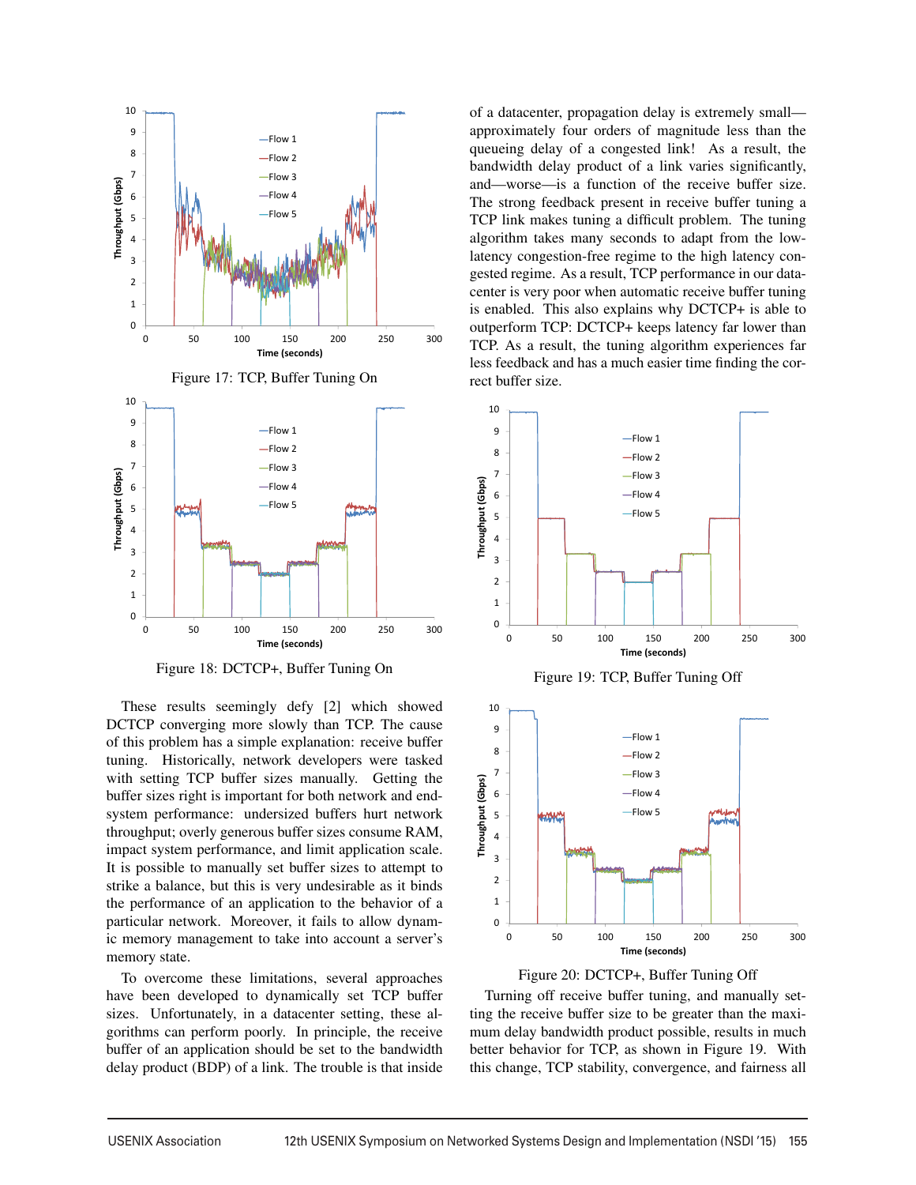Figure 17: TCP, Buffer Tuning On

Figure 18: DCTCP+, Buffer Tuning On

These results seemingly defy [2] which showed DCTCP converging more slowly than TCP. The cause of this problem has a simple explanation: receive buffer tuning. Historically, network developers were tasked with setting TCP buffer sizes manually. Getting the buffer sizes right is important for both network and end-system performance: undersized buffers hurt network throughput; overly generous buffer sizes consume RAM, impact system performance, and limit application scale. It is possible to manually set buffer sizes to attempt to strike a balance, but this is very undesirable as it binds the performance of an application to the behavior of a particular network. Moreover, it fails to allow dynamic memory management to take into account a server's memory state.

To overcome these limitations, several approaches have been developed to dynamically set TCP buffer sizes. Unfortunately, in a datacenter setting, these algorithms can perform poorly. In principle, the receive buffer of an application should be set to the bandwidth delay product (BDP) of a link. The trouble is that inside of a datacenter, propagation delay is extremely small—approximately four orders of magnitude less than the queueing delay of a congested link! As a result, the bandwidth delay product of a link varies significantly, and—worse—is a function of the receive buffer size. The strong feedback present in receive buffer tuning a TCP link makes tuning a difficult problem. The tuning algorithm takes many seconds to adapt from the low-latency congestion-free regime to the high latency congested regime. As a result, TCP performance in our datacenter is very poor when automatic receive buffer tuning is enabled. This also explains why DCTCP+ is able to outperform TCP: DCTCP+ keeps latency far lower than TCP. As a result, the tuning algorithm experiences far less feedback and has a much easier time finding the correct buffer size.

Figure 19: TCP, Buffer Tuning Off

Figure 20: DCTCP+, Buffer Tuning Off

Turning off receive buffer tuning, and manually setting the receive buffer size to be greater than the maximum delay bandwidth product possible, results in much better behavior for TCP, as shown in Figure 19. With this change, TCP stability, convergence, and fairness all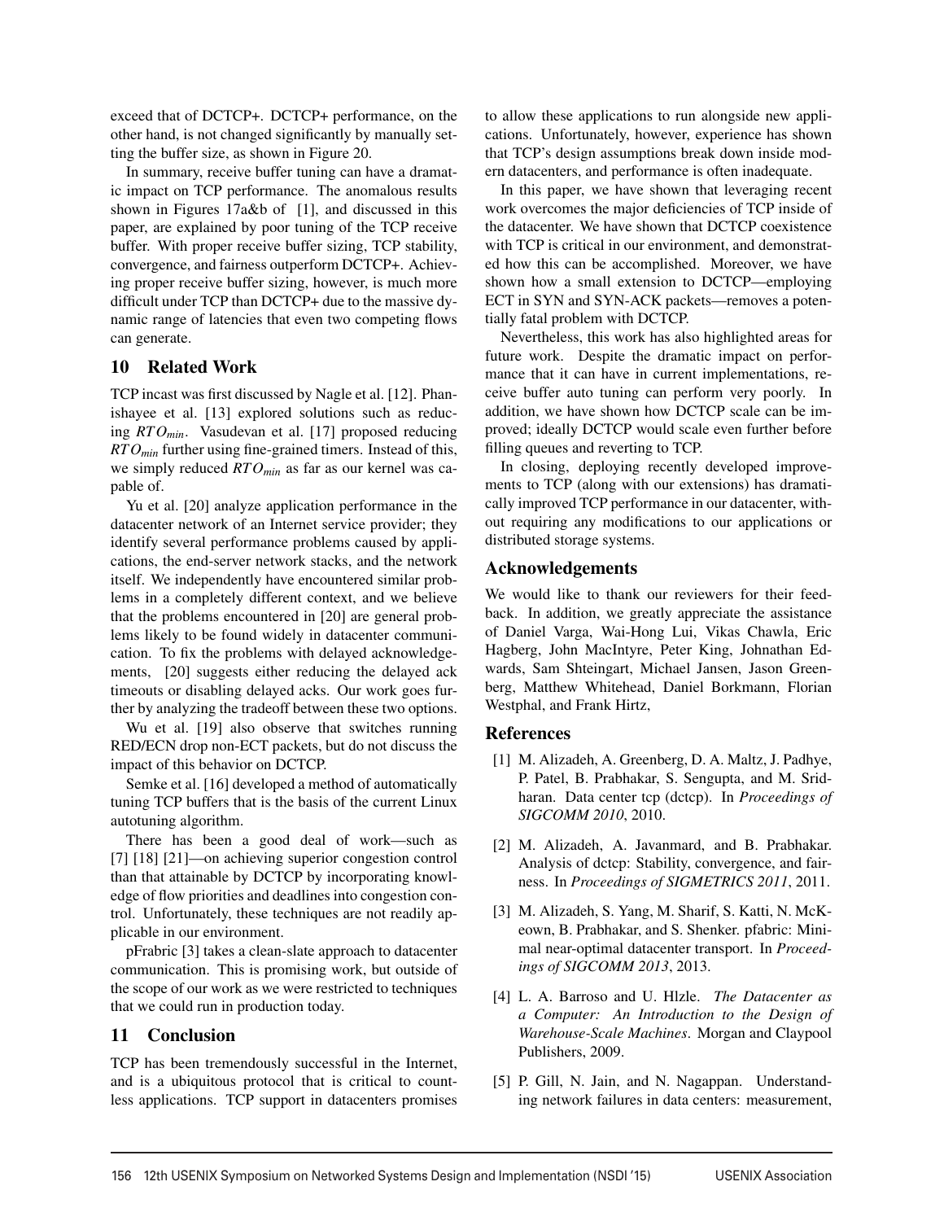exceed that of DCTCP+. DCTCP+ performance, on the other hand, is not changed significantly by manually setting the buffer size, as shown in Figure 20.

In summary, receive buffer tuning can have a dramatic impact on TCP performance. The anomalous results shown in Figures 17a&b of [1], and discussed in this paper, are explained by poor tuning of the TCP receive buffer. With proper receive buffer sizing, TCP stability, convergence, and fairness outperform DCTCP+. Achieving proper receive buffer sizing, however, is much more difficult under TCP than DCTCP+ due to the massive dynamic range of latencies that even two competing flows can generate.

## 10 Related Work

TCP incast was first discussed by Nagle et al. [12]. Phanishayee et al. [13] explored solutions such as reducing $RTO_{min}$. Vasudevan et al. [17] proposed reducing $RTO_{min}$ further using fine-grained timers. Instead of this, we simply reduced $RTO_{min}$ as far as our kernel was capable of.

Yu et al. [20] analyze application performance in the datacenter network of an Internet service provider; they identify several performance problems caused by applications, the end-server network stacks, and the network itself. We independently have encountered similar problems in a completely different context, and we believe that the problems encountered in [20] are general problems likely to be found widely in datacenter communication. To fix the problems with delayed acknowledgements, [20] suggests either reducing the delayed ack timeouts or disabling delayed acks. Our work goes further by analyzing the tradeoff between these two options.

Wu et al. [19] also observe that switches running RED/ECN drop non-ECT packets, but do not discuss the impact of this behavior on DCTCP.

Semke et al. [16] developed a method of automatically tuning TCP buffers that is the basis of the current Linux autotuning algorithm.

There has been a good deal of work—such as [7] [18] [21]—on achieving superior congestion control than that attainable by DCTCP by incorporating knowledge of flow priorities and deadlines into congestion control. Unfortunately, these techniques are not readily applicable in our environment.

pFrabric [3] takes a clean-slate approach to datacenter communication. This is promising work, but outside of the scope of our work as we were restricted to techniques that we could run in production today.

## 11 Conclusion

TCP has been tremendously successful in the Internet, and is a ubiquitous protocol that is critical to countless applications. TCP support in datacenters promises to allow these applications to run alongside new applications. Unfortunately, however, experience has shown that TCP's design assumptions break down inside modern datacenters, and performance is often inadequate.

In this paper, we have shown that leveraging recent work overcomes the major deficiencies of TCP inside of the datacenter. We have shown that DCTCP coexistence with TCP is critical in our environment, and demonstrated how this can be accomplished. Moreover, we have shown how a small extension to DCTCP—employing ECT in SYN and SYN-ACK packets—removes a potentially fatal problem with DCTCP.

Nevertheless, this work has also highlighted areas for future work. Despite the dramatic impact on performance that it can have in current implementations, receive buffer auto tuning can perform very poorly. In addition, we have shown how DCTCP scale can be improved; ideally DCTCP would scale even further before filling queues and reverting to TCP.

In closing, deploying recently developed improvements to TCP (along with our extensions) has dramatically improved TCP performance in our datacenter, without requiring any modifications to our applications or distributed storage systems.

## Acknowledgements

We would like to thank our reviewers for their feedback. In addition, we greatly appreciate the assistance of Daniel Varga, Wai-Hong Lui, Vikas Chawla, Eric Hagberg, John MacIntyre, Peter King, Johnathan Edwards, Sam Shteingart, Michael Jansen, Jason Greenberg, Matthew Whitehead, Daniel Borkmann, Florian Westphal, and Frank Hirtz,

## References

[1] M. Alizadeh, A. Greenberg, D. A. Maltz, J. Padhye, P. Patel, B. Prabhakar, S. Sengupta, and M. Sridharan. Data center tcp (dctcp). In *Proceedings of SIGCOMM 2010*, 2010.

[2] M. Alizadeh, A. Javanmard, and B. Prabhakar. Analysis of dctcp: Stability, convergence, and fairness. In *Proceedings of SIGMETRICS 2011*, 2011.

[3] M. Alizadeh, S. Yang, M. Sharif, S. Katti, N. McKeown, B. Prabhakar, and S. Shenker. pfabric: Minimal near-optimal datacenter transport. In *Proceedings of SIGCOMM 2013*, 2013.

[4] L. A. Barroso and U. Hlzle. *The Datacenter as a Computer: An Introduction to the Design of Warehouse-Scale Machines*. Morgan and Claypool Publishers, 2009.

[5] P. Gill, N. Jain, and N. Nagappan. Understanding network failures in data centers: measurement,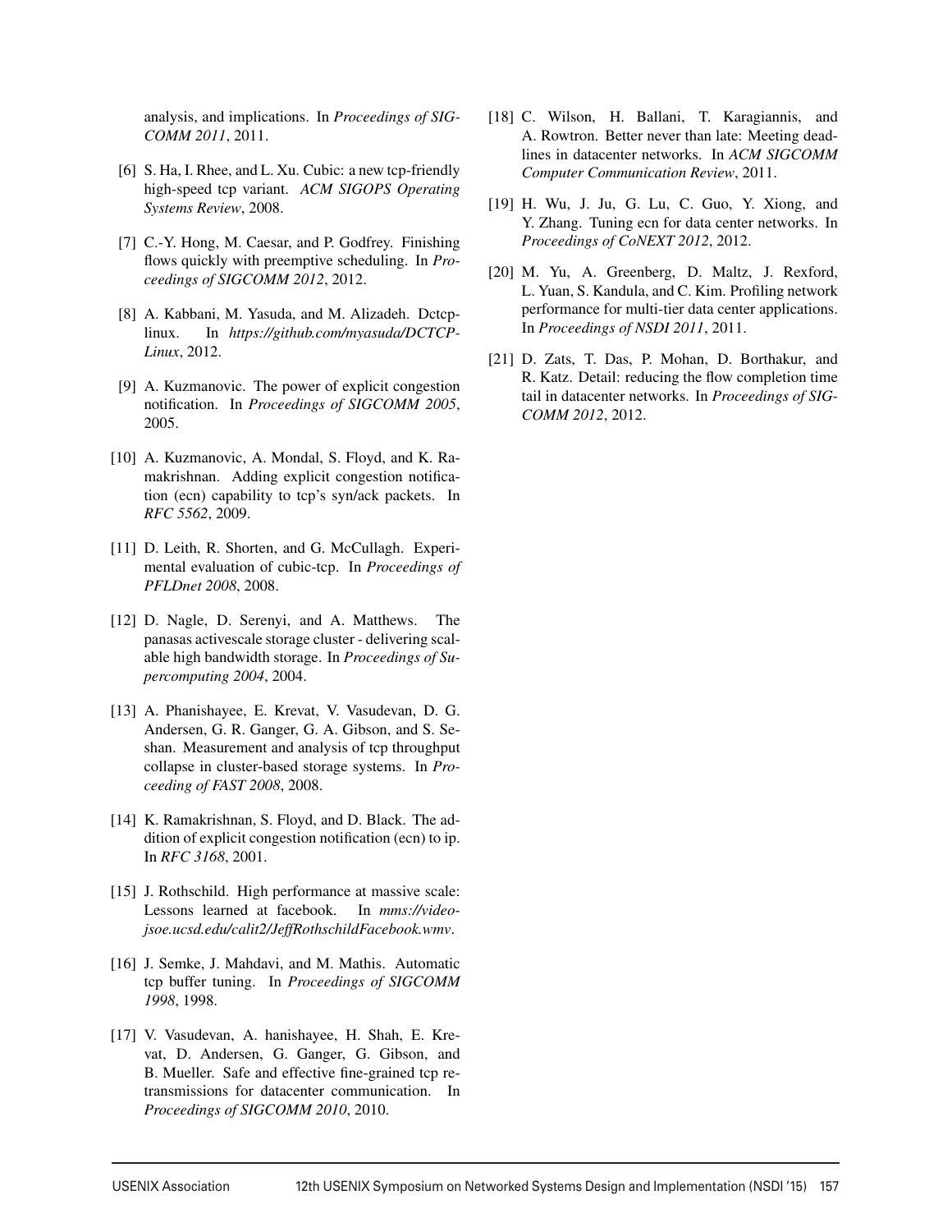analysis, and implications. In *Proceedings of SIGCOMM 2011*, 2011.

[6] S. Ha, I. Rhee, and L. Xu. Cubic: a new tcp-friendly high-speed tcp variant. *ACM SIGOPS Operating Systems Review*, 2008.

[7] C.-Y. Hong, M. Caesar, and P. Godfrey. Finishing flows quickly with preemptive scheduling. In *Proceedings of SIGCOMM 2012*, 2012.

[8] A. Kabbani, M. Yasuda, and M. Alizadeh. Dctcp-linux. In *https://github.com/myasuda/DCTCP-Linux*, 2012.

[9] A. Kuzmanovic. The power of explicit congestion notification. In *Proceedings of SIGCOMM 2005*, 2005.

[10] A. Kuzmanovic, A. Mondal, S. Floyd, and K. Ramakrishnan. Adding explicit congestion notification (ecn) capability to tcp's syn/ack packets. In *RFC 5562*, 2009.

[11] D. Leith, R. Shorten, and G. McCullagh. Experimental evaluation of cubic-tcp. In *Proceedings of PFLDnet 2008*, 2008.

[12] D. Nagle, D. Serenyi, and A. Matthews. The panasas activescale storage cluster - delivering scalable high bandwidth storage. In *Proceedings of Supercomputing 2004*, 2004.

[13] A. Phanishayee, E. Krevat, V. Vasudevan, D. G. Andersen, G. R. Ganger, G. A. Gibson, and S. Seshan. Measurement and analysis of tcp throughput collapse in cluster-based storage systems. In *Proceeding of FAST 2008*, 2008.

[14] K. Ramakrishnan, S. Floyd, and D. Black. The addition of explicit congestion notification (ecn) to ip. In *RFC 3168*, 2001.

[15] J. Rothschild. High performance at massive scale: Lessons learned at facebook. In *mms://video-jsoe.ucsd.edu/calit2/JeffRothschildFacebook.wmv*.

[16] J. Semke, J. Mahdavi, and M. Mathis. Automatic tcp buffer tuning. In *Proceedings of SIGCOMM 1998*, 1998.

[17] V. Vasudevan, A. hanishayee, H. Shah, E. Krevat, D. Andersen, G. Ganger, G. Gibson, and B. Mueller. Safe and effective fine-grained tcp retransmissions for datacenter communication. In *Proceedings of SIGCOMM 2010*, 2010.

[18] C. Wilson, H. Ballani, T. Karagiannis, and A. Rowtron. Better never than late: Meeting deadlines in datacenter networks. In *ACM SIGCOMM Computer Communication Review*, 2011.

[19] H. Wu, J. Ju, G. Lu, C. Guo, Y. Xiong, and Y. Zhang. Tuning ecn for data center networks. In *Proceedings of CoNEXT 2012*, 2012.

[20] M. Yu, A. Greenberg, D. Maltz, J. Rexford, L. Yuan, S. Kandula, and C. Kim. Profiling network performance for multi-tier data center applications. In *Proceedings of NSDI 2011*, 2011.

[21] D. Zats, T. Das, P. Mohan, D. Borthakur, and R. Katz. Detail: reducing the flow completion time tail in datacenter networks. In *Proceedings of SIGCOMM 2012*, 2012.